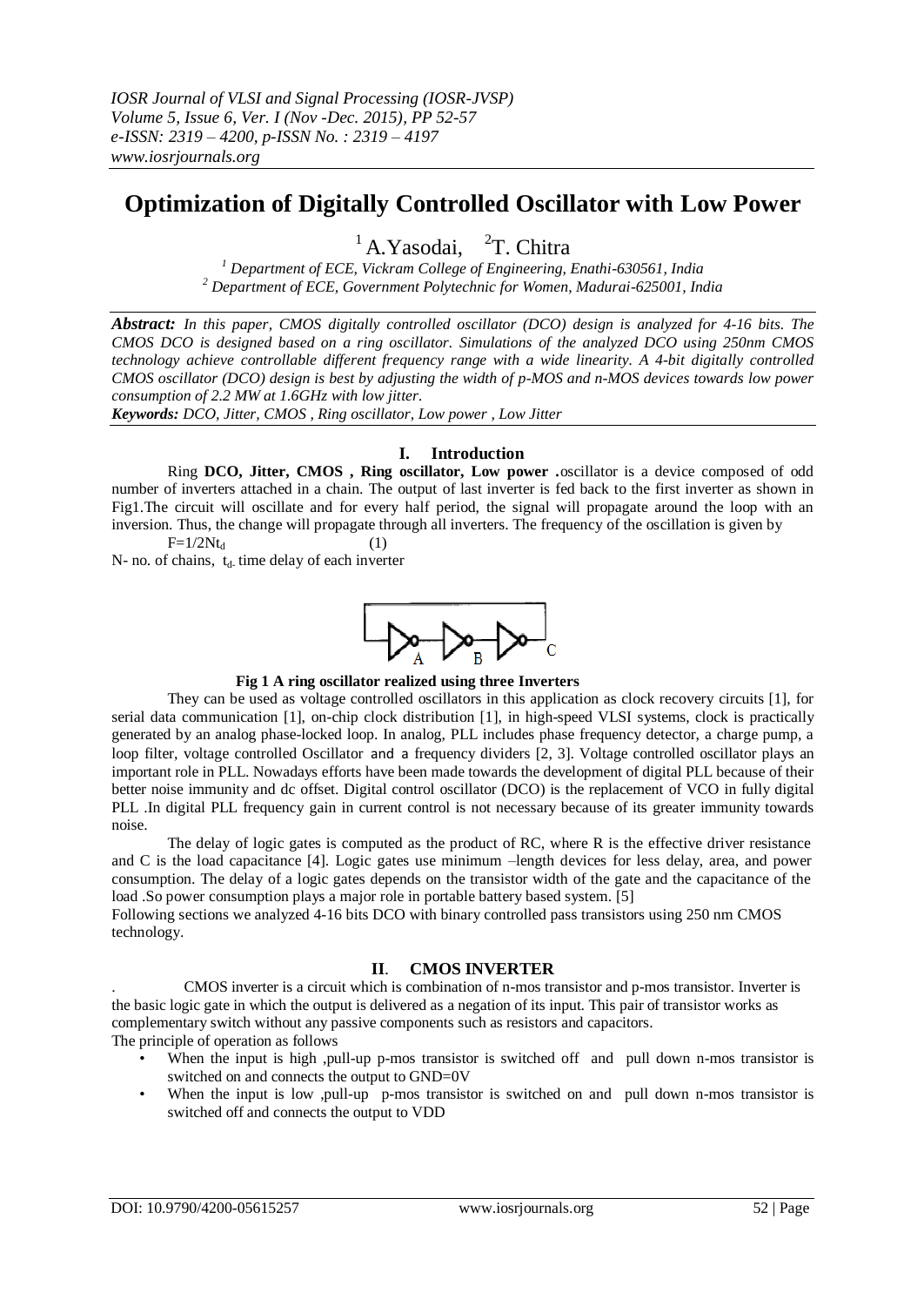# Optimization of Digitally Controlled Oscillator with Low Power

[1] A.Yasodai, [2]T. Chitra

[1] *Department of ECE, Vickram College of Engineering, Enathi-630561, India*
[2] *Department of ECE, Government Polytechnic for Women, Madurai-625001, India*

***Abstract:*** *In this paper, CMOS digitally controlled oscillator (DCO) design is analyzed for 4-16 bits. The CMOS DCO is designed based on a ring oscillator. Simulations of the analyzed DCO using 250nm CMOS technology achieve controllable different frequency range with a wide linearity. A 4-bit digitally controlled CMOS oscillator (DCO) design is best by adjusting the width of p-MOS and n-MOS devices towards low power consumption of 2.2 MW at 1.6GHz with low jitter.*

***Keywords:*** *DCO, Jitter, CMOS , Ring oscillator, Low power , Low Jitter*

## I. Introduction

Ring **DCO, Jitter, CMOS , Ring oscillator, Low power .**oscillator is a device composed of odd number of inverters attached in a chain. The output of last inverter is fed back to the first inverter as shown in Fig1.The circuit will oscillate and for every half period, the signal will propagate around the loop with an inversion. Thus, the change will propagate through all inverters. The frequency of the oscillation is given by

$$F=1/2Nt_d \quad (1)$$

N- no. of chains, $t_d$ time delay of each inverter

**Fig 1 A ring oscillator realized using three Inverters**

They can be used as voltage controlled oscillators in this application as clock recovery circuits [1], for serial data communication [1], on-chip clock distribution [1], in high-speed VLSI systems, clock is practically generated by an analog phase-locked loop. In analog, PLL includes phase frequency detector, a charge pump, a loop filter, voltage controlled Oscillator and a frequency dividers [2, 3]. Voltage controlled oscillator plays an important role in PLL. Nowadays efforts have been made towards the development of digital PLL because of their better noise immunity and dc offset. Digital control oscillator (DCO) is the replacement of VCO in fully digital PLL .In digital PLL frequency gain in current control is not necessary because of its greater immunity towards noise.

The delay of logic gates is computed as the product of RC, where R is the effective driver resistance and C is the load capacitance [4]. Logic gates use minimum –length devices for less delay, area, and power consumption. The delay of a logic gates depends on the transistor width of the gate and the capacitance of the load .So power consumption plays a major role in portable battery based system. [5]

Following sections we analyzed 4-16 bits DCO with binary controlled pass transistors using 250 nm CMOS technology.

## II. CMOS INVERTER

. CMOS inverter is a circuit which is combination of n-mos transistor and p-mos transistor. Inverter is the basic logic gate in which the output is delivered as a negation of its input. This pair of transistor works as complementary switch without any passive components such as resistors and capacitors.

The principle of operation as follows

- When the input is high ,pull-up p-mos transistor is switched off and pull down n-mos transistor is switched on and connects the output to GND=0V
- When the input is low ,pull-up p-mos transistor is switched on and pull down n-mos transistor is switched off and connects the output to VDD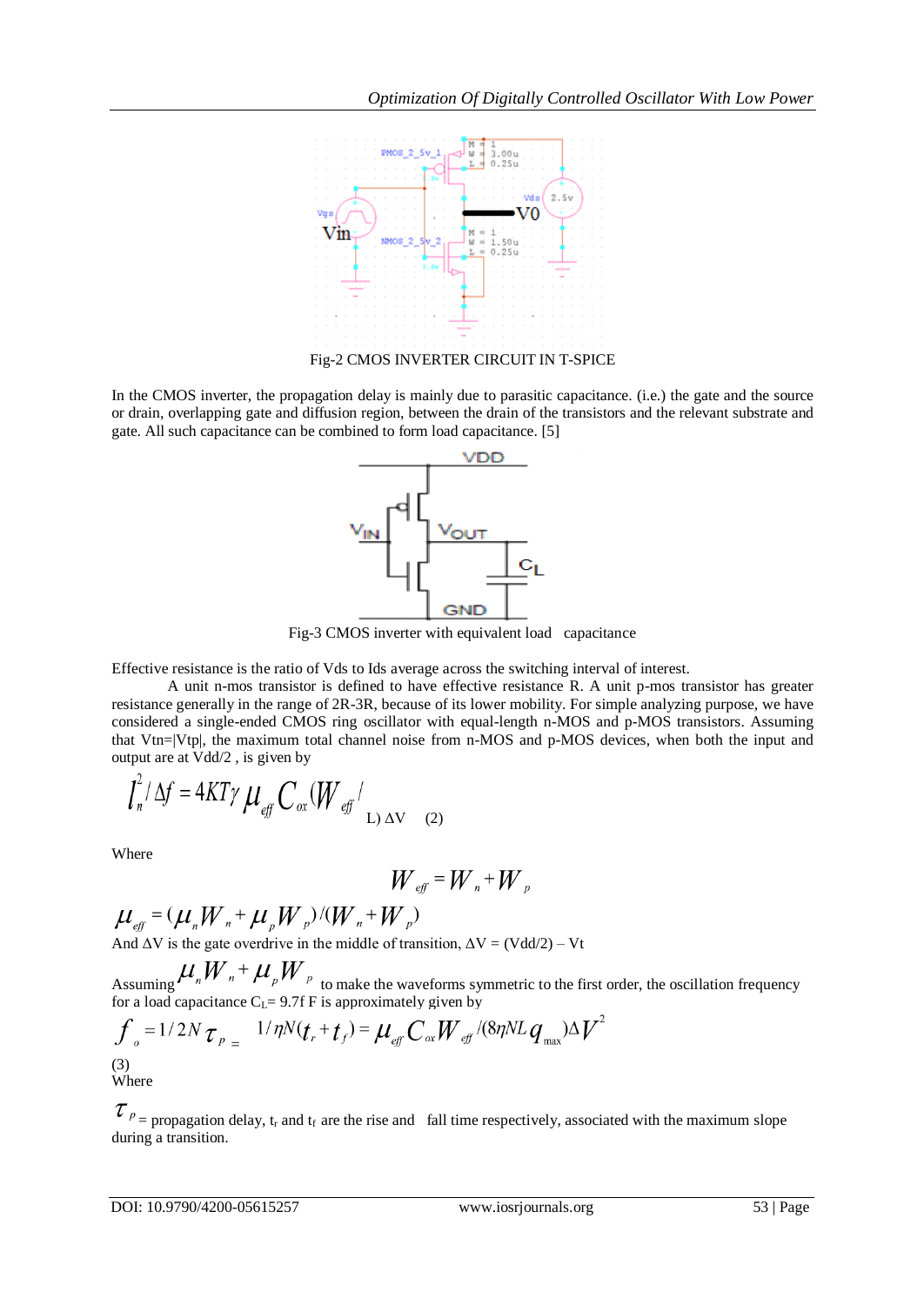Fig-2 CMOS INVERTER CIRCUIT IN T-SPICE

In the CMOS inverter, the propagation delay is mainly due to parasitic capacitance. (i.e.) the gate and the source or drain, overlapping gate and diffusion region, between the drain of the transistors and the relevant substrate and gate. All such capacitance can be combined to form load capacitance. [5]

Fig-3 CMOS inverter with equivalent load capacitance

Effective resistance is the ratio of Vds to Ids average across the switching interval of interest.

A unit n-mos transistor is defined to have effective resistance R. A unit p-mos transistor has greater resistance generally in the range of 2R-3R, because of its lower mobility. For simple analyzing purpose, we have considered a single-ended CMOS ring oscillator with equal-length n-MOS and p-MOS transistors. Assuming that Vtn=|Vtp|, the maximum total channel noise from n-MOS and p-MOS devices, when both the input and output are at Vdd/2 , is given by

$$\overline{I_n^2}/\Delta f = 4KT\gamma\,\mu_{eff}\,C_{ox}(W_{eff}/L)\,\Delta V \quad (2)$$

Where

$$W_{eff} = W_n + W_p$$

$$\mu_{eff} = (\mu_n W_n + \mu_p W_p)/(W_n + W_p)$$

And $\Delta V$ is the gate overdrive in the middle of transition, $\Delta V = (Vdd/2) - Vt$

Assuming $\mu_n W_n + \mu_p W_p$ to make the waveforms symmetric to the first order, the oscillation frequency for a load capacitance $C_L$= 9.7f F is approximately given by

$$f_o = 1/2N\tau_p = 1/\eta N(t_r + t_f) = \mu_{eff} C_{ox} W_{eff}/(8\eta NL q_{max})\Delta V^2$$

(3)

Where

$\tau_p$ = propagation delay, $t_r$ and $t_f$ are the rise and fall time respectively, associated with the maximum slope during a transition.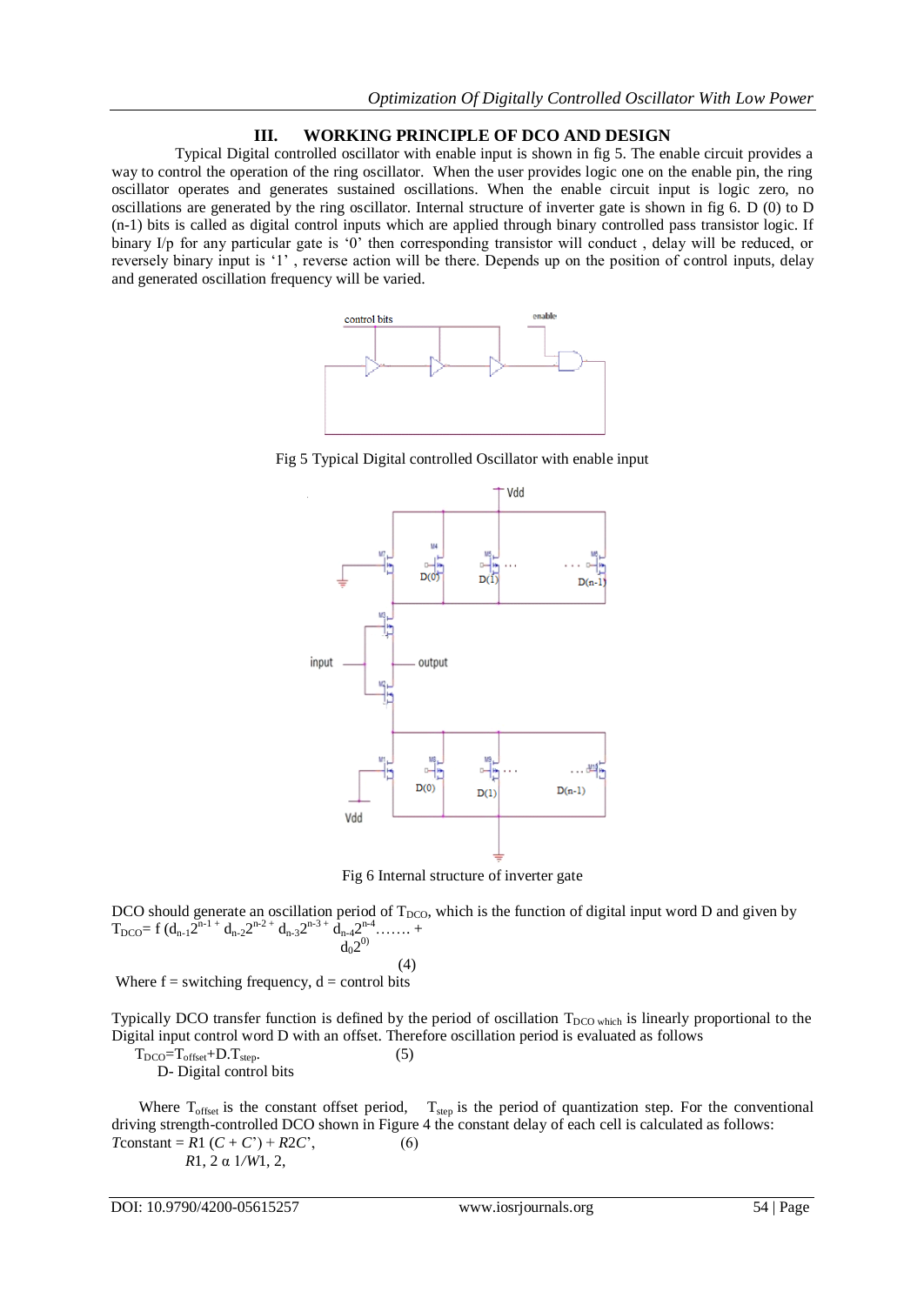## III. WORKING PRINCIPLE OF DCO AND DESIGN

Typical Digital controlled oscillator with enable input is shown in fig 5. The enable circuit provides a way to control the operation of the ring oscillator. When the user provides logic one on the enable pin, the ring oscillator operates and generates sustained oscillations. When the enable circuit input is logic zero, no oscillations are generated by the ring oscillator. Internal structure of inverter gate is shown in fig 6. D (0) to D (n-1) bits is called as digital control inputs which are applied through binary controlled pass transistor logic. If binary I/p for any particular gate is '0' then corresponding transistor will conduct , delay will be reduced, or reversely binary input is '1' , reverse action will be there. Depends up on the position of control inputs, delay and generated oscillation frequency will be varied.

Fig 5 Typical Digital controlled Oscillator with enable input

Fig 6 Internal structure of inverter gate

DCO should generate an oscillation period of $T_{DCO}$, which is the function of digital input word D and given by

$$T_{DCO}= f\,(d_{n-1}2^{n-1} + d_{n-2}2^{n-2} + d_{n-3}2^{n-3} + d_{n-4}2^{n-4} \ldots\ldots + d_0 2^{0}) \quad (4)$$

Where f = switching frequency, d = control bits

Typically DCO transfer function is defined by the period of oscillation $T_{DCO\ which}$ is linearly proportional to the Digital input control word D with an offset. Therefore oscillation period is evaluated as follows

$$T_{DCO}=T_{offset}+D.T_{step}. \quad (5)$$

D- Digital control bits

Where $T_{offset}$ is the constant offset period, $T_{step}$ is the period of quantization step. For the conventional driving strength-controlled DCO shown in Figure 4 the constant delay of each cell is calculated as follows:

$$T\text{constant} = R1\,(C + C') + R2C', \quad (6)$$

$R1$, 2 α 1/$W1$, 2,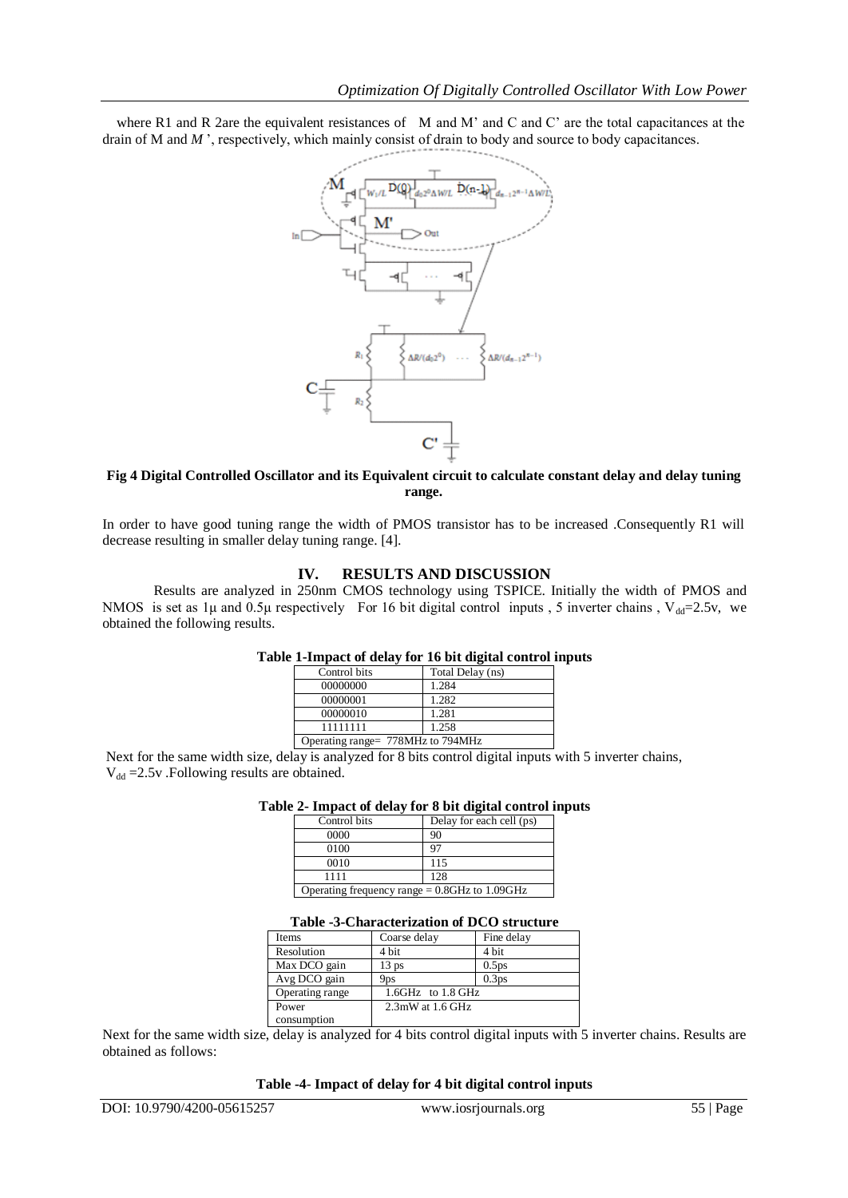where R1 and R 2are the equivalent resistances of M and M' and C and C' are the total capacitances at the drain of M and *M* ', respectively, which mainly consist of drain to body and source to body capacitances.

**Fig 4 Digital Controlled Oscillator and its Equivalent circuit to calculate constant delay and delay tuning range.**

In order to have good tuning range the width of PMOS transistor has to be increased .Consequently R1 will decrease resulting in smaller delay tuning range. [4].

## IV. RESULTS AND DISCUSSION

Results are analyzed in 250nm CMOS technology using TSPICE. Initially the width of PMOS and NMOS is set as 1μ and 0.5μ respectively For 16 bit digital control inputs , 5 inverter chains , $V_{dd}$=2.5v, we obtained the following results.

**Table 1-Impact of delay for 16 bit digital control inputs**

| Control bits | Total Delay (ns) |
|---|---|
| 00000000 | 1.284 |
| 00000001 | 1.282 |
| 00000010 | 1.281 |
| 11111111 | 1.258 |
| Operating range= 778MHz to 794MHz | |

Next for the same width size, delay is analyzed for 8 bits control digital inputs with 5 inverter chains, $V_{dd}$ =2.5v .Following results are obtained.

**Table 2- Impact of delay for 8 bit digital control inputs**

| Control bits | Delay for each cell (ps) |
|---|---|
| 0000 | 90 |
| 0100 | 97 |
| 0010 | 115 |
| 1111 | 128 |
| Operating frequency range = 0.8GHz to 1.09GHz | |

**Table -3-Characterization of DCO structure**

| Items | Coarse delay | Fine delay |
|---|---|---|
| Resolution | 4 bit | 4 bit |
| Max DCO gain | 13 ps | 0.5ps |
| Avg DCO gain | 9ps | 0.3ps |
| Operating range | 1.6GHz to 1.8 GHz | |
| Power consumption | 2.3mW at 1.6 GHz | |

Next for the same width size, delay is analyzed for 4 bits control digital inputs with 5 inverter chains. Results are obtained as follows:

**Table -4- Impact of delay for 4 bit digital control inputs**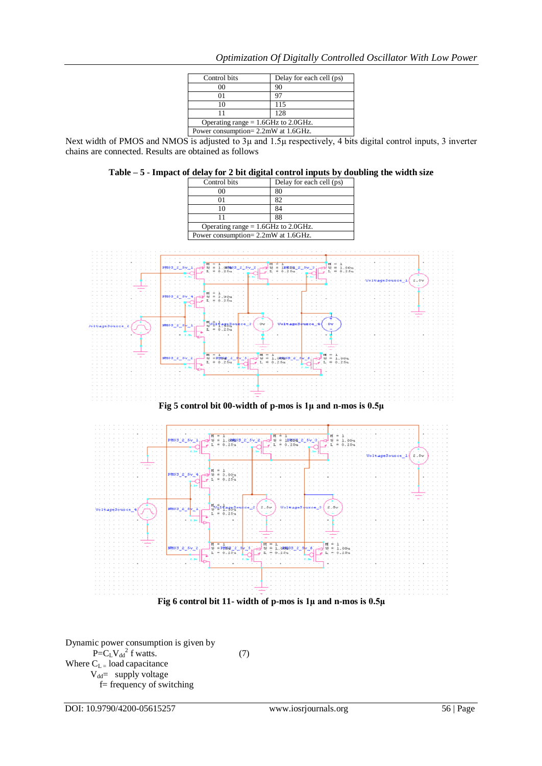| Control bits | Delay for each cell (ps) |
|---|---|
| 00 | 90 |
| 01 | 97 |
| 10 | 115 |
| 11 | 128 |
| Operating range = 1.6GHz to 2.0GHz. | |
| Power consumption= 2.2mW at 1.6GHz. | |

Next width of PMOS and NMOS is adjusted to 3µ and 1.5µ respectively, 4 bits digital control inputs, 3 inverter chains are connected. Results are obtained as follows

**Table – 5 - Impact of delay for 2 bit digital control inputs by doubling the width size**

| Control bits | Delay for each cell (ps) |
|---|---|
| 00 | 80 |
| 01 | 82 |
| 10 | 84 |
| 11 | 88 |
| Operating range = 1.6GHz to 2.0GHz. | |
| Power consumption= 2.2mW at 1.6GHz. | |

**Fig 5 control bit 00-width of p-mos is 1µ and n-mos is 0.5µ**

**Fig 6 control bit 11- width of p-mos is 1µ and n-mos is 0.5µ**

Dynamic power consumption is given by

$$P = C_L V_{dd}^2 f \text{ watts.} \quad (7)$$

Where $C_L$ = load capacitance

$V_{dd}$ = supply voltage

f = frequency of switching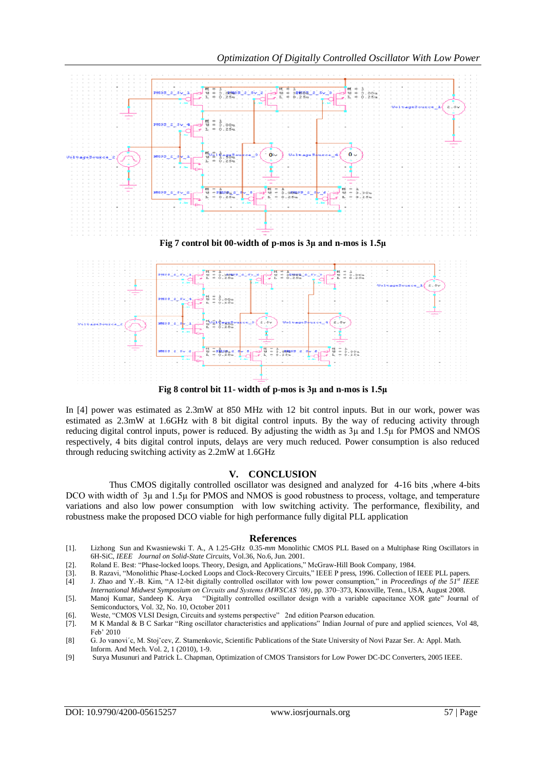Fig 7 control bit 00-width of p-mos is 3μ and n-mos is 1.5μ

Fig 8 control bit 11- width of p-mos is 3μ and n-mos is 1.5μ

In [4] power was estimated as 2.3mW at 850 MHz with 12 bit control inputs. But in our work, power was estimated as 2.3mW at 1.6GHz with 8 bit digital control inputs. By the way of reducing activity through reducing digital control inputs, power is reduced. By adjusting the width as 3μ and 1.5μ for PMOS and NMOS respectively, 4 bits digital control inputs, delays are very much reduced. Power consumption is also reduced through reducing switching activity as 2.2mW at 1.6GHz

## V. CONCLUSION

Thus CMOS digitally controlled oscillator was designed and analyzed for 4-16 bits ,where 4-bits DCO with width of 3μ and 1.5μ for PMOS and NMOS is good robustness to process, voltage, and temperature variations and also low power consumption with low switching activity. The performance, flexibility, and robustness make the proposed DCO viable for high performance fully digital PLL application

## References

[1]. Lizhong Sun and Kwasniewski T. A., A 1.25-GHz 0.35-*mm* Monolithic CMOS PLL Based on a Multiphase Ring Oscillators in 6H-SiC, *IEEE Journal on Solid-State Circuits*, Vol.36, No.6, Jun. 2001.

[2]. Roland E. Best: "Phase-locked loops. Theory, Design, and Applications," McGraw-Hill Book Company, 1984.

[3]. B. Razavi, "Monolithic Phase-Locked Loops and Clock-Recovery Circuits," IEEE P press, 1996. Collection of IEEE PLL papers.

[4] J. Zhao and Y.-B. Kim, "A 12-bit digitally controlled oscillator with low power consumption," in *Proceedings of the 51st IEEE International Midwest Symposium on Circuits and Systems (MWSCAS '08)*, pp. 370–373, Knoxville, Tenn., USA, August 2008.

[5]. Manoj Kumar, Sandeep K. Arya "Digitally controlled oscillator design with a variable capacitance XOR gate" Journal of Semiconductors, Vol. 32, No. 10, October 2011

[6]. Weste, "CMOS VLSI Design, Circuits and systems perspective" 2nd edition Pearson education.

[7]. M K Mandal & B C Sarkar "Ring oscillator characteristics and applications" Indian Journal of pure and applied sciences, Vol 48, Feb' 2010

[8] G. Jo vanovi´c, M. Stojˇcev, Z. Stamenkovic, Scientific Publications of the State University of Novi Pazar Ser. A: Appl. Math. Inform. And Mech. Vol. 2, 1 (2010), 1-9.

[9] Surya Musunuri and Patrick L. Chapman, Optimization of CMOS Transistors for Low Power DC-DC Converters, 2005 IEEE.